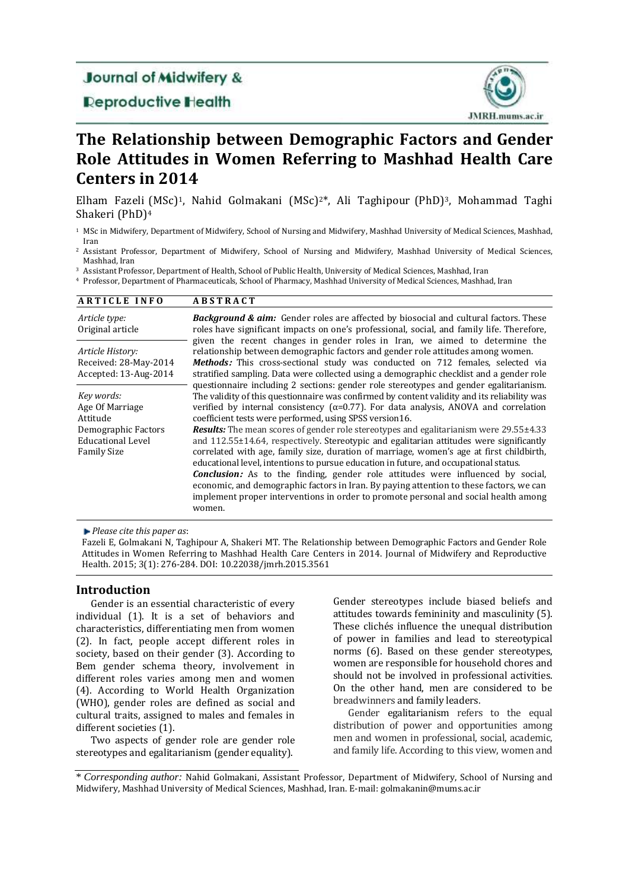Journal of Midwifery & Reproductive Health

# The Relationship between Demographic Factors and Gender Role Attitudes in Women Referring to Mashhad Health Care Centers in 2014

Elham Fazeli (MSc)[1], Nahid Golmakani (MSc)[2]*, Ali Taghipour (PhD)[3], Mohammad Taghi Shakeri (PhD)[4]

[1] MSc in Midwifery, Department of Midwifery, School of Nursing and Midwifery, Mashhad University of Medical Sciences, Mashhad, Iran

[2] Assistant Professor, Department of Midwifery, School of Nursing and Midwifery, Mashhad University of Medical Sciences, Mashhad, Iran

[3] Assistant Professor, Department of Health, School of Public Health, University of Medical Sciences, Mashhad, Iran

[4] Professor, Department of Pharmaceuticals, School of Pharmacy, Mashhad University of Medical Sciences, Mashhad, Iran

**ARTICLE INFO**

*Article type:*
Original article

*Article History:*
Received: 28-May-2014
Accepted: 13-Aug-2014

*Key words:*
Age Of Marriage
Attitude
Demographic Factors
Educational Level
Family Size

**ABSTRACT**

***Background & aim:*** Gender roles are affected by biosocial and cultural factors. These roles have significant impacts on one's professional, social, and family life. Therefore, given the recent changes in gender roles in Iran, we aimed to determine the relationship between demographic factors and gender role attitudes among women.

***Methods:*** This cross-sectional study was conducted on 712 females, selected via stratified sampling. Data were collected using a demographic checklist and a gender role questionnaire including 2 sections: gender role stereotypes and gender egalitarianism. The validity of this questionnaire was confirmed by content validity and its reliability was verified by internal consistency (α=0.77). For data analysis, ANOVA and correlation coefficient tests were performed, using SPSS version16.

***Results:*** The mean scores of gender role stereotypes and egalitarianism were 29.55±4.33 and 112.55±14.64, respectively. Stereotypic and egalitarian attitudes were significantly correlated with age, family size, duration of marriage, women's age at first childbirth, educational level, intentions to pursue education in future, and occupational status.

***Conclusion:*** As to the finding, gender role attitudes were influenced by social, economic, and demographic factors in Iran. By paying attention to these factors, we can implement proper interventions in order to promote personal and social health among women.

*Please cite this paper as*:
Fazeli E, Golmakani N, Taghipour A, Shakeri MT. The Relationship between Demographic Factors and Gender Role Attitudes in Women Referring to Mashhad Health Care Centers in 2014. Journal of Midwifery and Reproductive Health. 2015; 3(1): 276-284. DOI: 10.22038/jmrh.2015.3561

## Introduction

Gender is an essential characteristic of every individual (1). It is a set of behaviors and characteristics, differentiating men from women (2). In fact, people accept different roles in society, based on their gender (3). According to Bem gender schema theory, involvement in different roles varies among men and women (4). According to World Health Organization (WHO), gender roles are defined as social and cultural traits, assigned to males and females in different societies (1).

Two aspects of gender role are gender role stereotypes and egalitarianism (gender equality). Gender stereotypes include biased beliefs and attitudes towards femininity and masculinity (5). These clichés influence the unequal distribution of power in families and lead to stereotypical norms (6). Based on these gender stereotypes, women are responsible for household chores and should not be involved in professional activities. On the other hand, men are considered to be breadwinners and family leaders.

Gender egalitarianism refers to the equal distribution of power and opportunities among men and women in professional, social, academic, and family life. According to this view, women and

\* *Corresponding author:* Nahid Golmakani, Assistant Professor, Department of Midwifery, School of Nursing and Midwifery, Mashhad University of Medical Sciences, Mashhad, Iran. E-mail: golmakanin@mums.ac.ir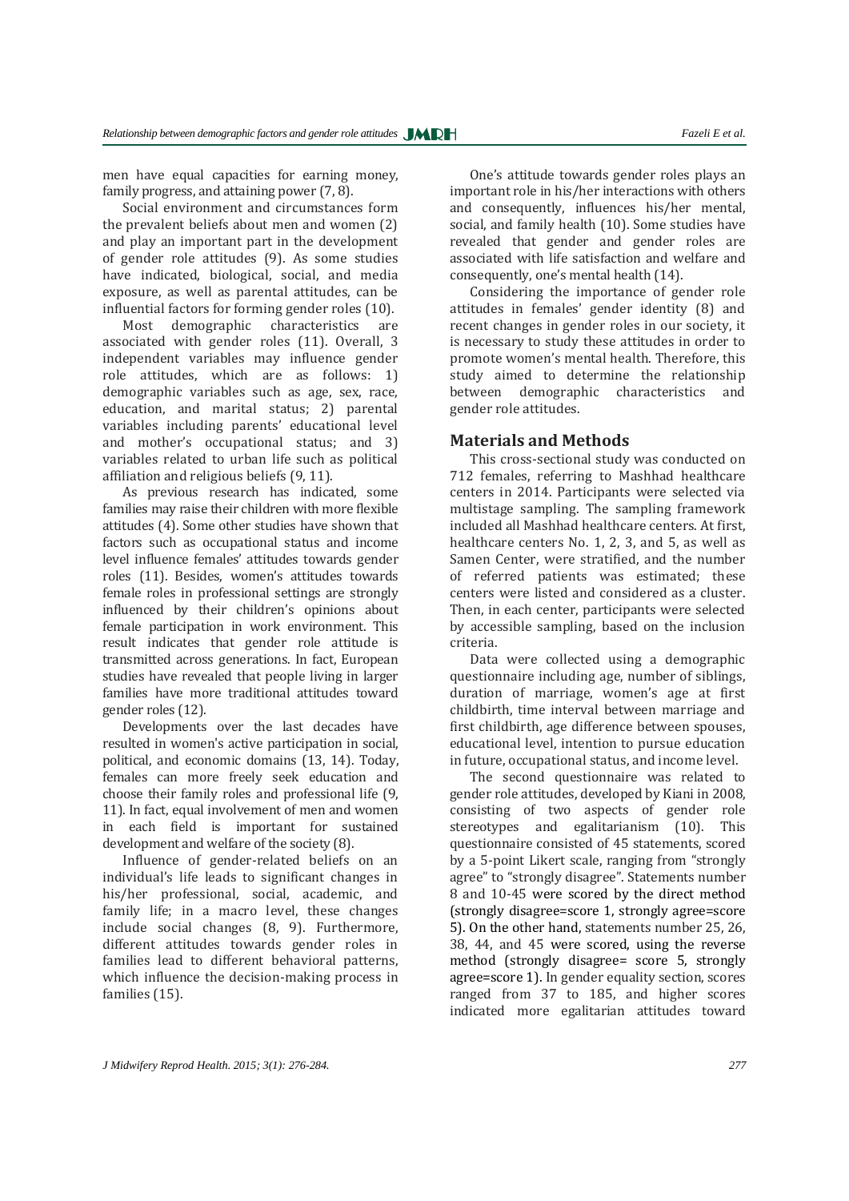men have equal capacities for earning money, family progress, and attaining power (7, 8).

Social environment and circumstances form the prevalent beliefs about men and women (2) and play an important part in the development of gender role attitudes (9). As some studies have indicated, biological, social, and media exposure, as well as parental attitudes, can be influential factors for forming gender roles (10).

Most demographic characteristics are associated with gender roles (11). Overall, 3 independent variables may influence gender role attitudes, which are as follows: 1) demographic variables such as age, sex, race, education, and marital status; 2) parental variables including parents' educational level and mother's occupational status; and 3) variables related to urban life such as political affiliation and religious beliefs (9, 11).

As previous research has indicated, some families may raise their children with more flexible attitudes (4). Some other studies have shown that factors such as occupational status and income level influence females' attitudes towards gender roles (11). Besides, women's attitudes towards female roles in professional settings are strongly influenced by their children's opinions about female participation in work environment. This result indicates that gender role attitude is transmitted across generations. In fact, European studies have revealed that people living in larger families have more traditional attitudes toward gender roles (12).

Developments over the last decades have resulted in women's active participation in social, political, and economic domains (13, 14). Today, females can more freely seek education and choose their family roles and professional life (9, 11). In fact, equal involvement of men and women in each field is important for sustained development and welfare of the society (8).

Influence of gender-related beliefs on an individual's life leads to significant changes in his/her professional, social, academic, and family life; in a macro level, these changes include social changes (8, 9). Furthermore, different attitudes towards gender roles in families lead to different behavioral patterns, which influence the decision-making process in families (15).

One's attitude towards gender roles plays an important role in his/her interactions with others and consequently, influences his/her mental, social, and family health (10). Some studies have revealed that gender and gender roles are associated with life satisfaction and welfare and consequently, one's mental health (14).

Considering the importance of gender role attitudes in females' gender identity (8) and recent changes in gender roles in our society, it is necessary to study these attitudes in order to promote women's mental health. Therefore, this study aimed to determine the relationship between demographic characteristics and gender role attitudes.

## Materials and Methods

This cross-sectional study was conducted on 712 females, referring to Mashhad healthcare centers in 2014. Participants were selected via multistage sampling. The sampling framework included all Mashhad healthcare centers. At first, healthcare centers No. 1, 2, 3, and 5, as well as Samen Center, were stratified, and the number of referred patients was estimated; these centers were listed and considered as a cluster. Then, in each center, participants were selected by accessible sampling, based on the inclusion criteria.

Data were collected using a demographic questionnaire including age, number of siblings, duration of marriage, women's age at first childbirth, time interval between marriage and first childbirth, age difference between spouses, educational level, intention to pursue education in future, occupational status, and income level.

The second questionnaire was related to gender role attitudes, developed by Kiani in 2008, consisting of two aspects of gender role stereotypes and egalitarianism (10). This questionnaire consisted of 45 statements, scored by a 5-point Likert scale, ranging from "strongly agree" to "strongly disagree". Statements number 8 and 10-45 were scored by the direct method (strongly disagree=score 1, strongly agree=score 5). On the other hand, statements number 25, 26, 38, 44, and 45 were scored, using the reverse method (strongly disagree= score 5, strongly agree=score 1). In gender equality section, scores ranged from 37 to 185, and higher scores indicated more egalitarian attitudes toward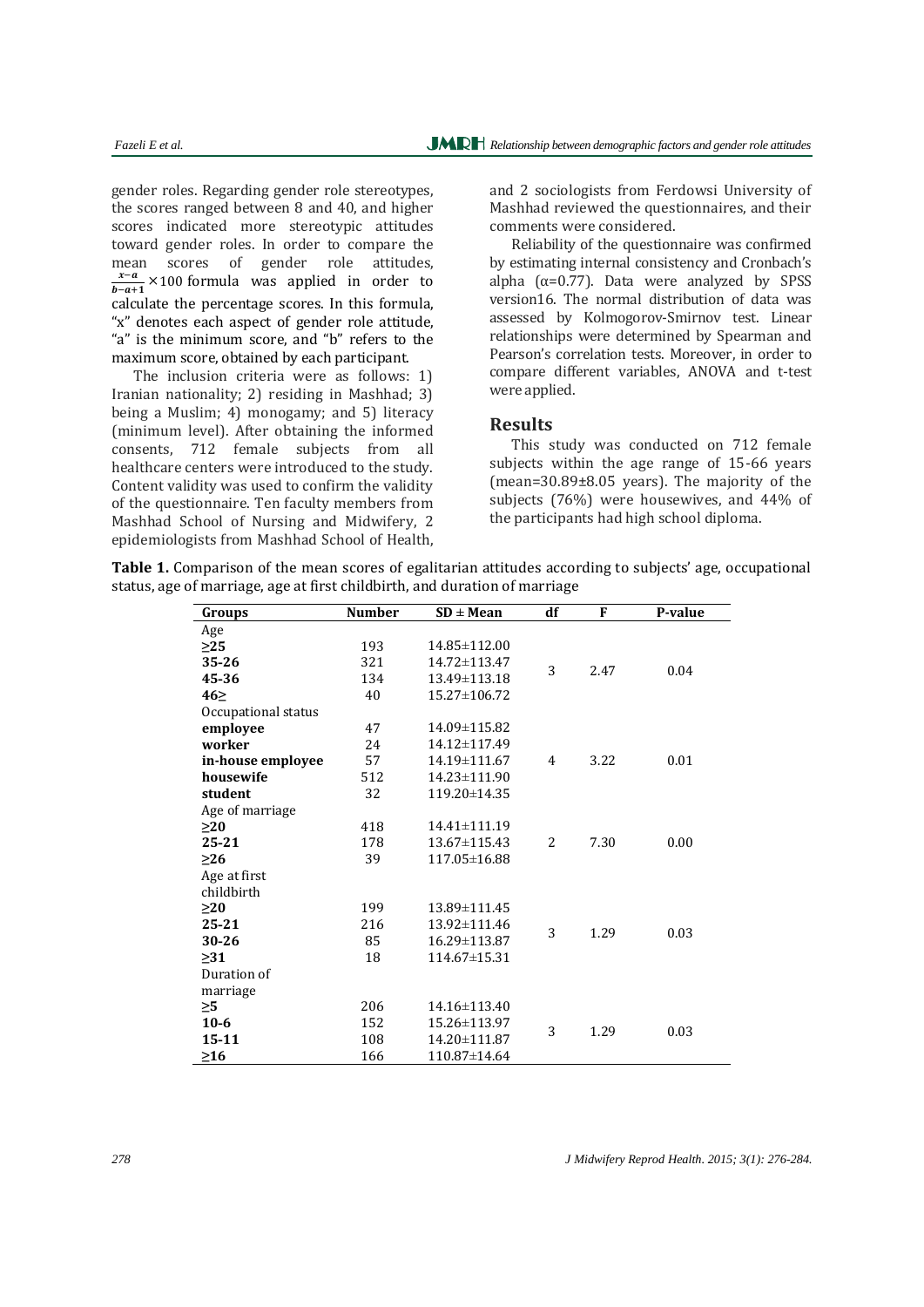gender roles. Regarding gender role stereotypes, the scores ranged between 8 and 40, and higher scores indicated more stereotypic attitudes toward gender roles. In order to compare the mean scores of gender role attitudes, $\frac{x-a}{b-a+1}\times 100$ formula was applied in order to calculate the percentage scores. In this formula, "x" denotes each aspect of gender role attitude, "a" is the minimum score, and "b" refers to the maximum score, obtained by each participant.

The inclusion criteria were as follows: 1) Iranian nationality; 2) residing in Mashhad; 3) being a Muslim; 4) monogamy; and 5) literacy (minimum level). After obtaining the informed consents, 712 female subjects from all healthcare centers were introduced to the study. Content validity was used to confirm the validity of the questionnaire. Ten faculty members from Mashhad School of Nursing and Midwifery, 2 epidemiologists from Mashhad School of Health, and 2 sociologists from Ferdowsi University of Mashhad reviewed the questionnaires, and their comments were considered.

Reliability of the questionnaire was confirmed by estimating internal consistency and Cronbach's alpha (α=0.77). Data were analyzed by SPSS version16. The normal distribution of data was assessed by Kolmogorov-Smirnov test. Linear relationships were determined by Spearman and Pearson's correlation tests. Moreover, in order to compare different variables, ANOVA and t-test were applied.

## Results

This study was conducted on 712 female subjects within the age range of 15-66 years (mean=30.89±8.05 years). The majority of the subjects (76%) were housewives, and 44% of the participants had high school diploma.

**Table 1.** Comparison of the mean scores of egalitarian attitudes according to subjects' age, occupational status, age of marriage, age at first childbirth, and duration of marriage

| Groups | Number | SD ± Mean | df | F | P-value |
|---|---|---|---|---|---|
| Age | | | | | |
| **≥25** | 193 | 14.85±112.00 | 3 | 2.47 | 0.04 |
| **35-26** | 321 | 14.72±113.47 | | | |
| **45-36** | 134 | 13.49±113.18 | | | |
| **46≥** | 40 | 15.27±106.72 | | | |
| Occupational status | | | | | |
| **employee** | 47 | 14.09±115.82 | 4 | 3.22 | 0.01 |
| **worker** | 24 | 14.12±117.49 | | | |
| **in-house employee** | 57 | 14.19±111.67 | | | |
| **housewife** | 512 | 14.23±111.90 | | | |
| **student** | 32 | 119.20±14.35 | | | |
| Age of marriage | | | | | |
| **≥20** | 418 | 14.41±111.19 | 2 | 7.30 | 0.00 |
| **25-21** | 178 | 13.67±115.43 | | | |
| **≥26** | 39 | 117.05±16.88 | | | |
| Age at first childbirth | | | | | |
| **≥20** | 199 | 13.89±111.45 | 3 | 1.29 | 0.03 |
| **25-21** | 216 | 13.92±111.46 | | | |
| **30-26** | 85 | 16.29±113.87 | | | |
| **≥31** | 18 | 114.67±15.31 | | | |
| Duration of marriage | | | | | |
| **≥5** | 206 | 14.16±113.40 | 3 | 1.29 | 0.03 |
| **10-6** | 152 | 15.26±113.97 | | | |
| **15-11** | 108 | 14.20±111.87 | | | |
| **≥16** | 166 | 110.87±14.64 | | | |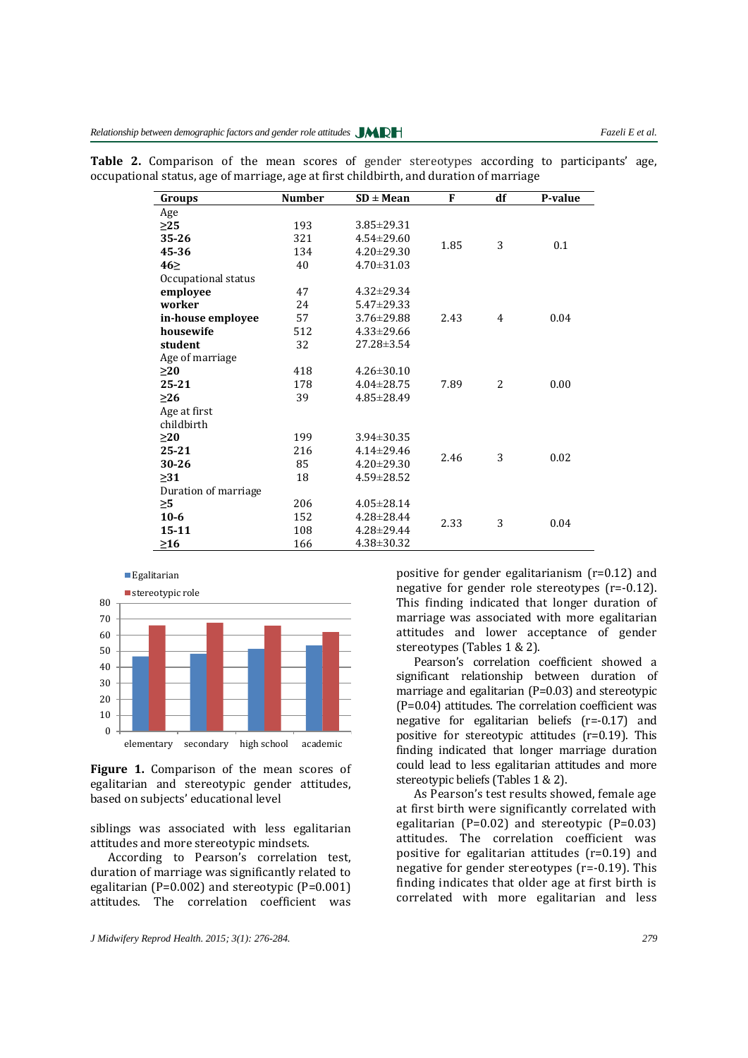**Table 2.** Comparison of the mean scores of gender stereotypes according to participants' age, occupational status, age of marriage, age at first childbirth, and duration of marriage

| Groups | Number | SD ± Mean | F | df | P-value |
|---|---|---|---|---|---|
| Age | | | | | |
| **≥25** | 193 | 3.85±29.31 | 1.85 | 3 | 0.1 |
| **35-26** | 321 | 4.54±29.60 | | | |
| **45-36** | 134 | 4.20±29.30 | | | |
| **46≥** | 40 | 4.70±31.03 | | | |
| Occupational status | | | | | |
| **employee** | 47 | 4.32±29.34 | 2.43 | 4 | 0.04 |
| **worker** | 24 | 5.47±29.33 | | | |
| **in-house employee** | 57 | 3.76±29.88 | | | |
| **housewife** | 512 | 4.33±29.66 | | | |
| **student** | 32 | 27.28±3.54 | | | |
| Age of marriage | | | | | |
| **≥20** | 418 | 4.26±30.10 | 7.89 | 2 | 0.00 |
| **25-21** | 178 | 4.04±28.75 | | | |
| **≥26** | 39 | 4.85±28.49 | | | |
| Age at first childbirth | | | | | |
| **≥20** | 199 | 3.94±30.35 | 2.46 | 3 | 0.02 |
| **25-21** | 216 | 4.14±29.46 | | | |
| **30-26** | 85 | 4.20±29.30 | | | |
| **≥31** | 18 | 4.59±28.52 | | | |
| Duration of marriage | | | | | |
| **≥5** | 206 | 4.05±28.14 | 2.33 | 3 | 0.04 |
| **10-6** | 152 | 4.28±28.44 | | | |
| **15-11** | 108 | 4.28±29.44 | | | |
| **≥16** | 166 | 4.38±30.32 | | | |

**Figure 1.** Comparison of the mean scores of egalitarian and stereotypic gender attitudes, based on subjects' educational level

siblings was associated with less egalitarian attitudes and more stereotypic mindsets.

According to Pearson's correlation test, duration of marriage was significantly related to egalitarian (P=0.002) and stereotypic (P=0.001) attitudes. The correlation coefficient was positive for gender egalitarianism (r=0.12) and negative for gender role stereotypes (r=-0.12). This finding indicated that longer duration of marriage was associated with more egalitarian attitudes and lower acceptance of gender stereotypes (Tables 1 & 2).

Pearson's correlation coefficient showed a significant relationship between duration of marriage and egalitarian (P=0.03) and stereotypic (P=0.04) attitudes. The correlation coefficient was negative for egalitarian beliefs (r=-0.17) and positive for stereotypic attitudes (r=0.19). This finding indicated that longer marriage duration could lead to less egalitarian attitudes and more stereotypic beliefs (Tables 1 & 2).

As Pearson's test results showed, female age at first birth were significantly correlated with egalitarian (P=0.02) and stereotypic (P=0.03) attitudes. The correlation coefficient was positive for egalitarian attitudes (r=0.19) and negative for gender stereotypes (r=-0.19). This finding indicates that older age at first birth is correlated with more egalitarian and less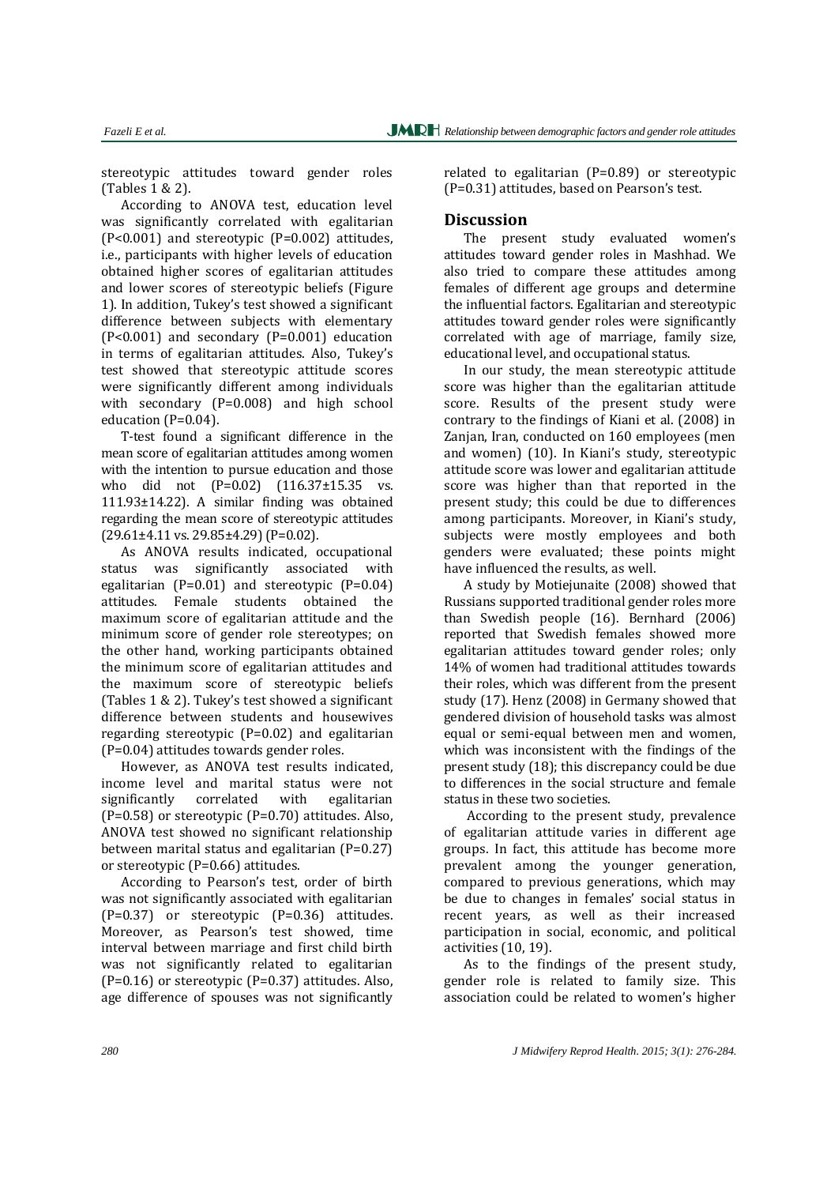stereotypic attitudes toward gender roles (Tables 1 & 2).

According to ANOVA test, education level was significantly correlated with egalitarian ($P<0.001$) and stereotypic ($P=0.002$) attitudes, i.e., participants with higher levels of education obtained higher scores of egalitarian attitudes and lower scores of stereotypic beliefs (Figure 1). In addition, Tukey's test showed a significant difference between subjects with elementary ($P<0.001$) and secondary ($P=0.001$) education in terms of egalitarian attitudes. Also, Tukey's test showed that stereotypic attitude scores were significantly different among individuals with secondary ($P=0.008$) and high school education ($P=0.04$).

T-test found a significant difference in the mean score of egalitarian attitudes among women with the intention to pursue education and those who did not ($P=0.02$) (116.37±15.35 vs. 111.93±14.22). A similar finding was obtained regarding the mean score of stereotypic attitudes (29.61±4.11 vs. 29.85±4.29) ($P=0.02$).

As ANOVA results indicated, occupational status was significantly associated with egalitarian ($P=0.01$) and stereotypic ($P=0.04$) attitudes. Female students obtained the maximum score of egalitarian attitude and the minimum score of gender role stereotypes; on the other hand, working participants obtained the minimum score of egalitarian attitudes and the maximum score of stereotypic beliefs (Tables 1 & 2). Tukey's test showed a significant difference between students and housewives regarding stereotypic ($P=0.02$) and egalitarian ($P=0.04$) attitudes towards gender roles.

However, as ANOVA test results indicated, income level and marital status were not significantly correlated with egalitarian ($P=0.58$) or stereotypic ($P=0.70$) attitudes. Also, ANOVA test showed no significant relationship between marital status and egalitarian ($P=0.27$) or stereotypic ($P=0.66$) attitudes.

According to Pearson's test, order of birth was not significantly associated with egalitarian ($P=0.37$) or stereotypic ($P=0.36$) attitudes. Moreover, as Pearson's test showed, time interval between marriage and first child birth was not significantly related to egalitarian ($P=0.16$) or stereotypic ($P=0.37$) attitudes. Also, age difference of spouses was not significantly related to egalitarian ($P=0.89$) or stereotypic ($P=0.31$) attitudes, based on Pearson's test.

## Discussion

The present study evaluated women's attitudes toward gender roles in Mashhad. We also tried to compare these attitudes among females of different age groups and determine the influential factors. Egalitarian and stereotypic attitudes toward gender roles were significantly correlated with age of marriage, family size, educational level, and occupational status.

In our study, the mean stereotypic attitude score was higher than the egalitarian attitude score. Results of the present study were contrary to the findings of Kiani et al. (2008) in Zanjan, Iran, conducted on 160 employees (men and women) (10). In Kiani's study, stereotypic attitude score was lower and egalitarian attitude score was higher than that reported in the present study; this could be due to differences among participants. Moreover, in Kiani's study, subjects were mostly employees and both genders were evaluated; these points might have influenced the results, as well.

A study by Motiejunaite (2008) showed that Russians supported traditional gender roles more than Swedish people (16). Bernhard (2006) reported that Swedish females showed more egalitarian attitudes toward gender roles; only 14% of women had traditional attitudes towards their roles, which was different from the present study (17). Henz (2008) in Germany showed that gendered division of household tasks was almost equal or semi-equal between men and women, which was inconsistent with the findings of the present study (18); this discrepancy could be due to differences in the social structure and female status in these two societies.

According to the present study, prevalence of egalitarian attitude varies in different age groups. In fact, this attitude has become more prevalent among the younger generation, compared to previous generations, which may be due to changes in females' social status in recent years, as well as their increased participation in social, economic, and political activities (10, 19).

As to the findings of the present study, gender role is related to family size. This association could be related to women's higher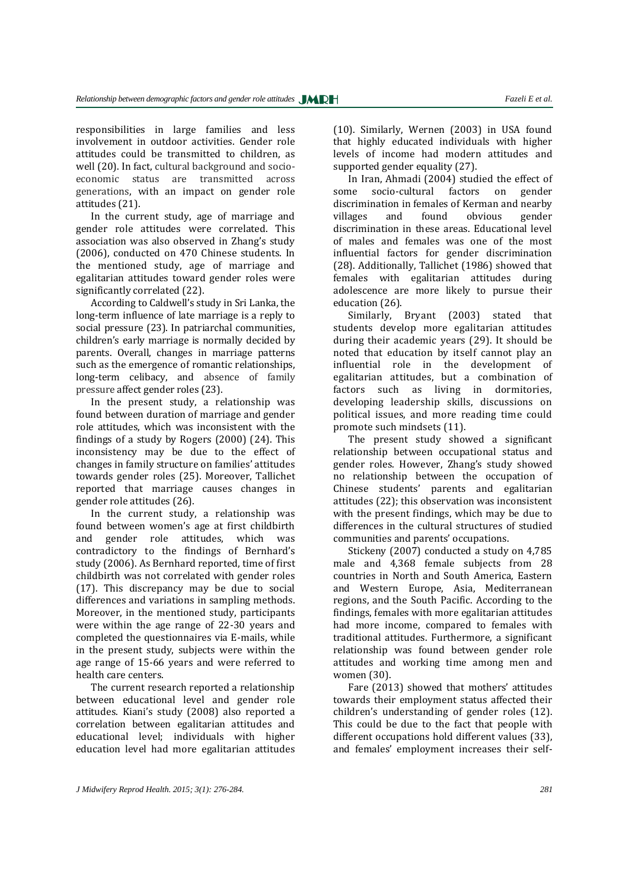responsibilities in large families and less involvement in outdoor activities. Gender role attitudes could be transmitted to children, as well (20). In fact, cultural background and socio-economic status are transmitted across generations, with an impact on gender role attitudes (21).

In the current study, age of marriage and gender role attitudes were correlated. This association was also observed in Zhang's study (2006), conducted on 470 Chinese students. In the mentioned study, age of marriage and egalitarian attitudes toward gender roles were significantly correlated (22).

According to Caldwell's study in Sri Lanka, the long-term influence of late marriage is a reply to social pressure (23). In patriarchal communities, children's early marriage is normally decided by parents. Overall, changes in marriage patterns such as the emergence of romantic relationships, long-term celibacy, and absence of family pressure affect gender roles (23).

In the present study, a relationship was found between duration of marriage and gender role attitudes, which was inconsistent with the findings of a study by Rogers (2000) (24). This inconsistency may be due to the effect of changes in family structure on families' attitudes towards gender roles (25). Moreover, Tallichet reported that marriage causes changes in gender role attitudes (26).

In the current study, a relationship was found between women's age at first childbirth and gender role attitudes, which was contradictory to the findings of Bernhard's study (2006). As Bernhard reported, time of first childbirth was not correlated with gender roles (17). This discrepancy may be due to social differences and variations in sampling methods. Moreover, in the mentioned study, participants were within the age range of 22-30 years and completed the questionnaires via E-mails, while in the present study, subjects were within the age range of 15-66 years and were referred to health care centers.

The current research reported a relationship between educational level and gender role attitudes. Kiani's study (2008) also reported a correlation between egalitarian attitudes and educational level; individuals with higher education level had more egalitarian attitudes (10). Similarly, Wernen (2003) in USA found that highly educated individuals with higher levels of income had modern attitudes and supported gender equality (27).

In Iran, Ahmadi (2004) studied the effect of some socio-cultural factors on gender discrimination in females of Kerman and nearby villages and found obvious gender discrimination in these areas. Educational level of males and females was one of the most influential factors for gender discrimination (28). Additionally, Tallichet (1986) showed that females with egalitarian attitudes during adolescence are more likely to pursue their education (26).

Similarly, Bryant (2003) stated that students develop more egalitarian attitudes during their academic years (29). It should be noted that education by itself cannot play an influential role in the development of egalitarian attitudes, but a combination of factors such as living in dormitories, developing leadership skills, discussions on political issues, and more reading time could promote such mindsets (11).

The present study showed a significant relationship between occupational status and gender roles. However, Zhang's study showed no relationship between the occupation of Chinese students' parents and egalitarian attitudes (22); this observation was inconsistent with the present findings, which may be due to differences in the cultural structures of studied communities and parents' occupations.

Stickeny (2007) conducted a study on 4,785 male and 4,368 female subjects from 28 countries in North and South America, Eastern and Western Europe, Asia, Mediterranean regions, and the South Pacific. According to the findings, females with more egalitarian attitudes had more income, compared to females with traditional attitudes. Furthermore, a significant relationship was found between gender role attitudes and working time among men and women (30).

Fare (2013) showed that mothers' attitudes towards their employment status affected their children's understanding of gender roles (12). This could be due to the fact that people with different occupations hold different values (33), and females' employment increases their self-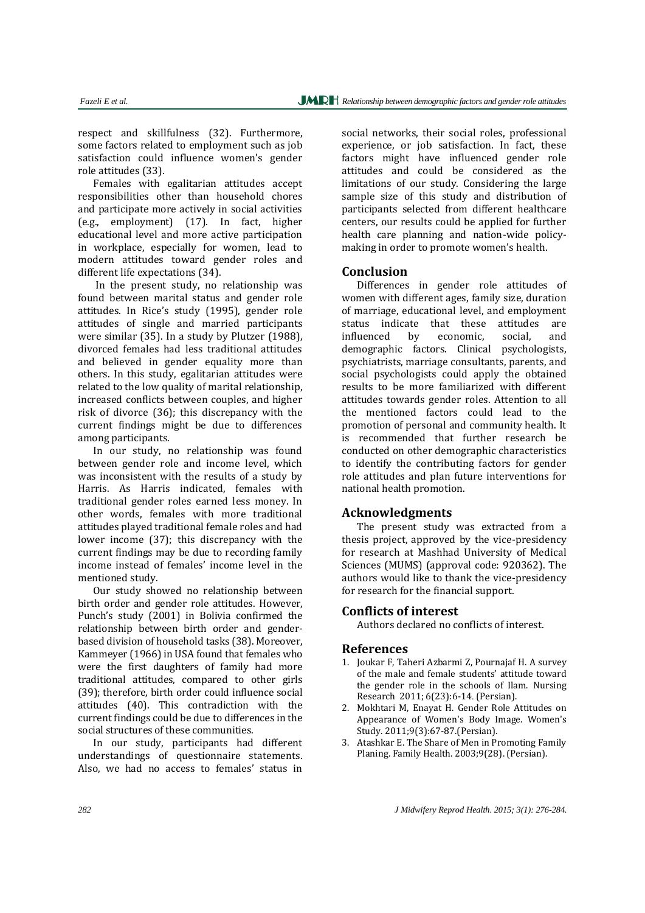respect and skillfulness (32). Furthermore, some factors related to employment such as job satisfaction could influence women's gender role attitudes (33).

Females with egalitarian attitudes accept responsibilities other than household chores and participate more actively in social activities (e.g., employment) (17). In fact, higher educational level and more active participation in workplace, especially for women, lead to modern attitudes toward gender roles and different life expectations (34).

In the present study, no relationship was found between marital status and gender role attitudes. In Rice's study (1995), gender role attitudes of single and married participants were similar (35). In a study by Plutzer (1988), divorced females had less traditional attitudes and believed in gender equality more than others. In this study, egalitarian attitudes were related to the low quality of marital relationship, increased conflicts between couples, and higher risk of divorce (36); this discrepancy with the current findings might be due to differences among participants.

In our study, no relationship was found between gender role and income level, which was inconsistent with the results of a study by Harris. As Harris indicated, females with traditional gender roles earned less money. In other words, females with more traditional attitudes played traditional female roles and had lower income (37); this discrepancy with the current findings may be due to recording family income instead of females' income level in the mentioned study.

Our study showed no relationship between birth order and gender role attitudes. However, Punch's study (2001) in Bolivia confirmed the relationship between birth order and gender-based division of household tasks (38). Moreover, Kammeyer (1966) in USA found that females who were the first daughters of family had more traditional attitudes, compared to other girls (39); therefore, birth order could influence social attitudes (40). This contradiction with the current findings could be due to differences in the social structures of these communities.

In our study, participants had different understandings of questionnaire statements. Also, we had no access to females' status in social networks, their social roles, professional experience, or job satisfaction. In fact, these factors might have influenced gender role attitudes and could be considered as the limitations of our study. Considering the large sample size of this study and distribution of participants selected from different healthcare centers, our results could be applied for further health care planning and nation-wide policy-making in order to promote women's health.

## Conclusion

Differences in gender role attitudes of women with different ages, family size, duration of marriage, educational level, and employment status indicate that these attitudes are influenced by economic, social, and demographic factors. Clinical psychologists, psychiatrists, marriage consultants, parents, and social psychologists could apply the obtained results to be more familiarized with different attitudes towards gender roles. Attention to all the mentioned factors could lead to the promotion of personal and community health. It is recommended that further research be conducted on other demographic characteristics to identify the contributing factors for gender role attitudes and plan future interventions for national health promotion.

## Acknowledgments

The present study was extracted from a thesis project, approved by the vice-presidency for research at Mashhad University of Medical Sciences (MUMS) (approval code: 920362). The authors would like to thank the vice-presidency for research for the financial support.

## Conflicts of interest

Authors declared no conflicts of interest.

## References

1. Joukar F, Taheri Azbarmi Z, Pournajaf H. A survey of the male and female students' attitude toward the gender role in the schools of Ilam. Nursing Research 2011; 6(23):6-14. (Persian).
2. Mokhtari M, Enayat H. Gender Role Attitudes on Appearance of Women's Body Image. Women's Study. 2011;9(3):67-87.(Persian).
3. Atashkar E. The Share of Men in Promoting Family Planing. Family Health. 2003;9(28). (Persian).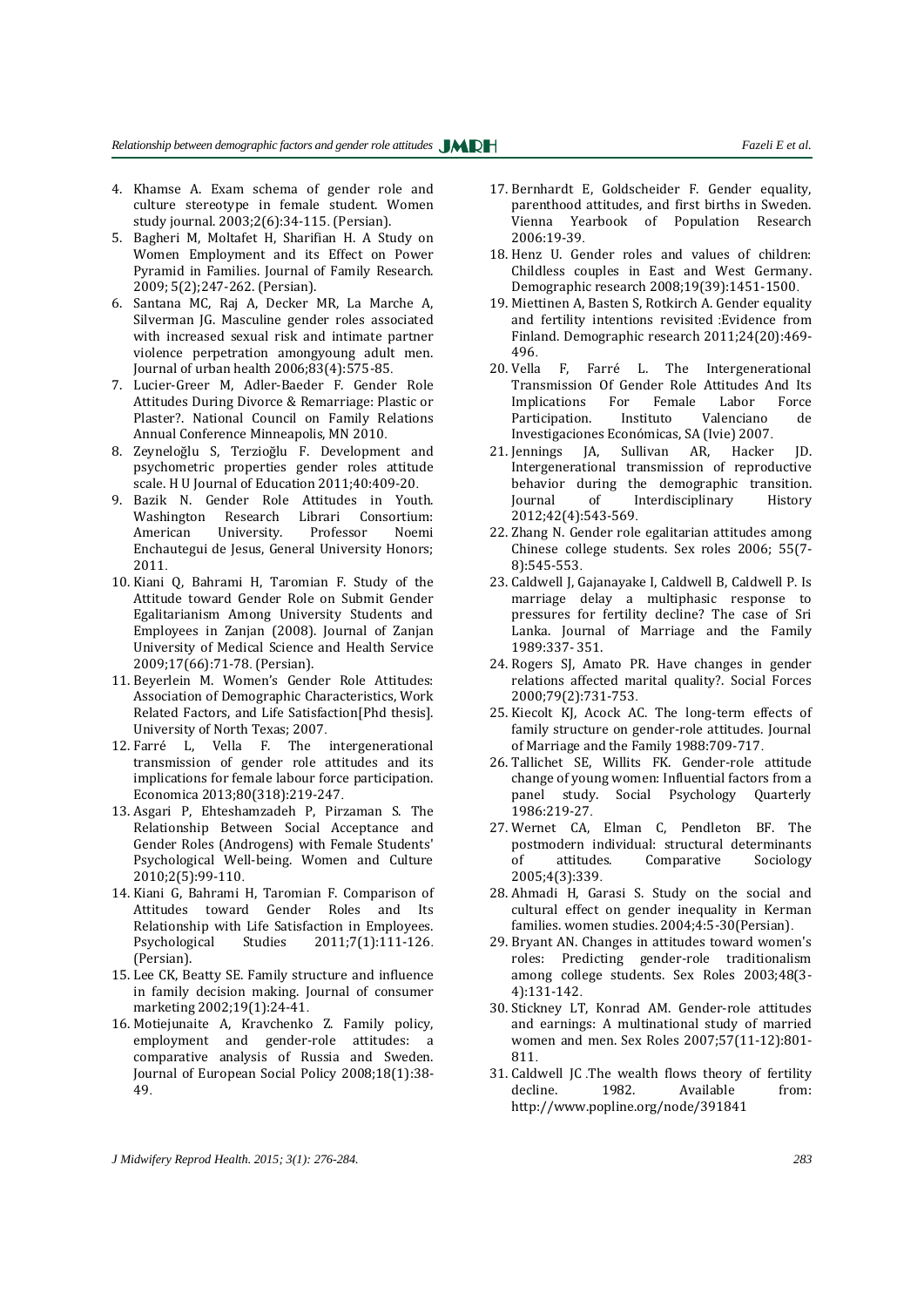4. Khamse A. Exam schema of gender role and culture stereotype in female student. Women study journal. 2003;2(6):34-115. (Persian).
5. Bagheri M, Moltafet H, Sharifian H. A Study on Women Employment and its Effect on Power Pyramid in Families. Journal of Family Research. 2009; 5(2);247-262. (Persian).
6. Santana MC, Raj A, Decker MR, La Marche A, Silverman JG. Masculine gender roles associated with increased sexual risk and intimate partner violence perpetration amongyoung adult men. Journal of urban health 2006;83(4):575-85.
7. Lucier-Greer M, Adler-Baeder F. Gender Role Attitudes During Divorce & Remarriage: Plastic or Plaster?. National Council on Family Relations Annual Conference Minneapolis, MN 2010.
8. Zeyneloğlu S, Terzioğlu F. Development and psychometric properties gender roles attitude scale. H U Journal of Education 2011;40:409-20.
9. Bazik N. Gender Role Attitudes in Youth. Washington Research Librari Consortium: American University. Professor Noemi Enchautegui de Jesus, General University Honors; 2011.
10. Kiani Q, Bahrami H, Taromian F. Study of the Attitude toward Gender Role on Submit Gender Egalitarianism Among University Students and Employees in Zanjan (2008). Journal of Zanjan University of Medical Science and Health Service 2009;17(66):71-78. (Persian).
11. Beyerlein M. Women's Gender Role Attitudes: Association of Demographic Characteristics, Work Related Factors, and Life Satisfaction[Phd thesis]. University of North Texas; 2007.
12. Farré L, Vella F. The intergenerational transmission of gender role attitudes and its implications for female labour force participation. Economica 2013;80(318):219-247.
13. Asgari P, Ehteshamzadeh P, Pirzaman S. The Relationship Between Social Acceptance and Gender Roles (Androgens) with Female Students' Psychological Well-being. Women and Culture 2010;2(5):99-110.
14. Kiani G, Bahrami H, Taromian F. Comparison of Attitudes toward Gender Roles and Its Relationship with Life Satisfaction in Employees. Psychological Studies 2011;7(1):111-126. (Persian).
15. Lee CK, Beatty SE. Family structure and influence in family decision making. Journal of consumer marketing 2002;19(1):24-41.
16. Motiejunaite A, Kravchenko Z. Family policy, employment and gender-role attitudes: a comparative analysis of Russia and Sweden. Journal of European Social Policy 2008;18(1):38-49.
17. Bernhardt E, Goldscheider F. Gender equality, parenthood attitudes, and first births in Sweden. Vienna Yearbook of Population Research 2006:19-39.
18. Henz U. Gender roles and values of children: Childless couples in East and West Germany. Demographic research 2008;19(39):1451-1500.
19. Miettinen A, Basten S, Rotkirch A. Gender equality and fertility intentions revisited :Evidence from Finland. Demographic research 2011;24(20):469-496.
20. Vella F, Farré L. The Intergenerational Transmission Of Gender Role Attitudes And Its Implications For Female Labor Force Participation. Instituto Valenciano de Investigaciones Económicas, SA (Ivie) 2007.
21. Jennings JA, Sullivan AR, Hacker JD. Intergenerational transmission of reproductive behavior during the demographic transition. Journal of Interdisciplinary History 2012;42(4):543-569.
22. Zhang N. Gender role egalitarian attitudes among Chinese college students. Sex roles 2006; 55(7-8):545-553.
23. Caldwell J, Gajanayake I, Caldwell B, Caldwell P. Is marriage delay a multiphasic response to pressures for fertility decline? The case of Sri Lanka. Journal of Marriage and the Family 1989:337- 351.
24. Rogers SJ, Amato PR. Have changes in gender relations affected marital quality?. Social Forces 2000;79(2):731-753.
25. Kiecolt KJ, Acock AC. The long-term effects of family structure on gender-role attitudes. Journal of Marriage and the Family 1988:709-717.
26. Tallichet SE, Willits FK. Gender-role attitude change of young women: Influential factors from a panel study. Social Psychology Quarterly 1986:219-27.
27. Wernet CA, Elman C, Pendleton BF. The postmodern individual: structural determinants of attitudes. Comparative Sociology 2005;4(3):339.
28. Ahmadi H, Garasi S. Study on the social and cultural effect on gender inequality in Kerman families. women studies. 2004;4:5-30(Persian).
29. Bryant AN. Changes in attitudes toward women's roles: Predicting gender-role traditionalism among college students. Sex Roles 2003;48(3-4):131-142.
30. Stickney LT, Konrad AM. Gender-role attitudes and earnings: A multinational study of married women and men. Sex Roles 2007;57(11-12):801-811.
31. Caldwell JC .The wealth flows theory of fertility decline. 1982. Available from: http://www.popline.org/node/391841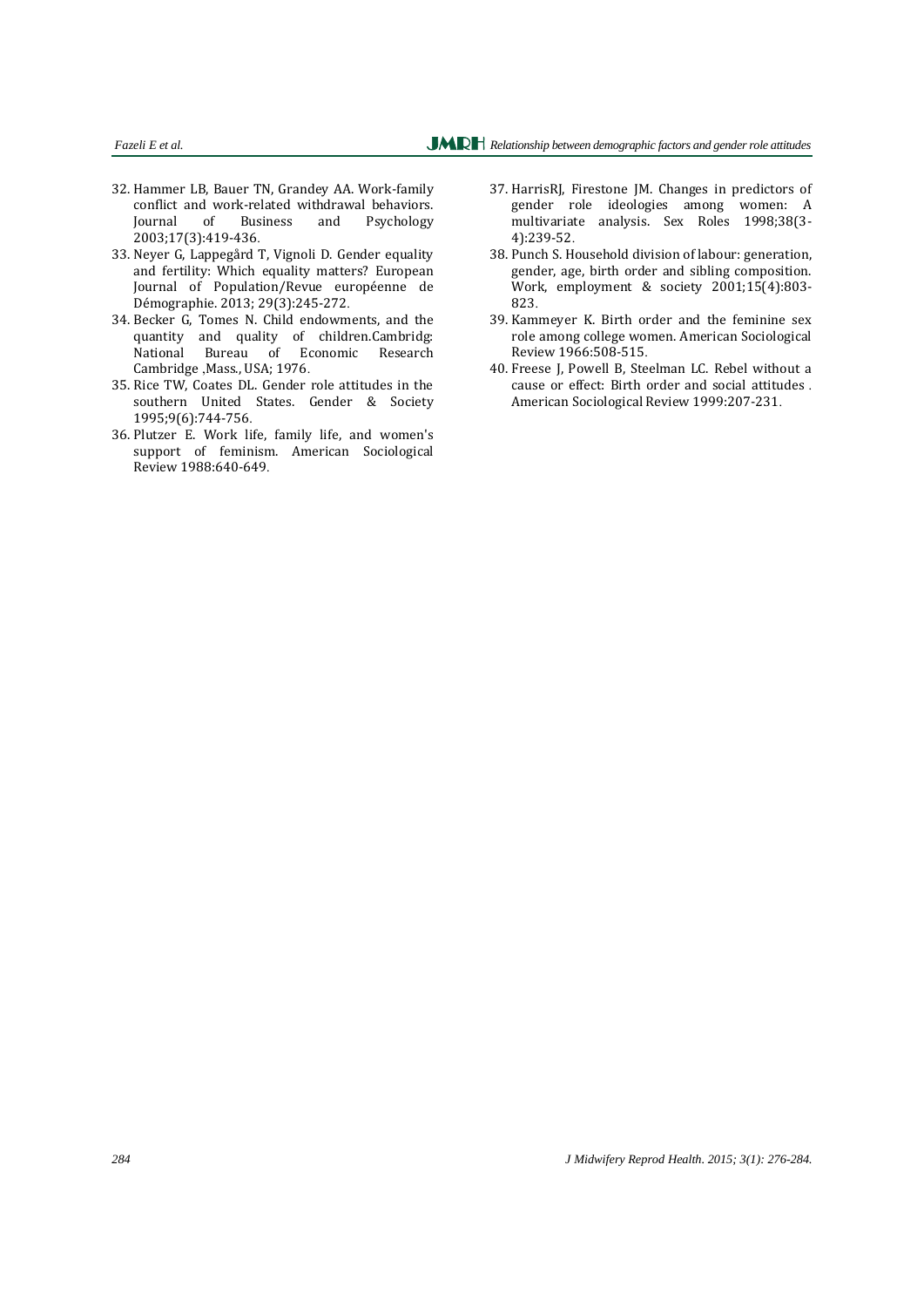32. Hammer LB, Bauer TN, Grandey AA. Work-family conflict and work-related withdrawal behaviors. Journal of Business and Psychology 2003;17(3):419-436.
33. Neyer G, Lappegård T, Vignoli D. Gender equality and fertility: Which equality matters? European Journal of Population/Revue européenne de Démographie. 2013; 29(3):245-272.
34. Becker G, Tomes N. Child endowments, and the quantity and quality of children.Cambridg: National Bureau of Economic Research Cambridge ,Mass., USA; 1976.
35. Rice TW, Coates DL. Gender role attitudes in the southern United States. Gender & Society 1995;9(6):744-756.
36. Plutzer E. Work life, family life, and women's support of feminism. American Sociological Review 1988:640-649.
37. HarrisRJ, Firestone JM. Changes in predictors of gender role ideologies among women: A multivariate analysis. Sex Roles 1998;38(3-4):239-52.
38. Punch S. Household division of labour: generation, gender, age, birth order and sibling composition. Work, employment & society 2001;15(4):803-823.
39. Kammeyer K. Birth order and the feminine sex role among college women. American Sociological Review 1966:508-515.
40. Freese J, Powell B, Steelman LC. Rebel without a cause or effect: Birth order and social attitudes . American Sociological Review 1999:207-231.